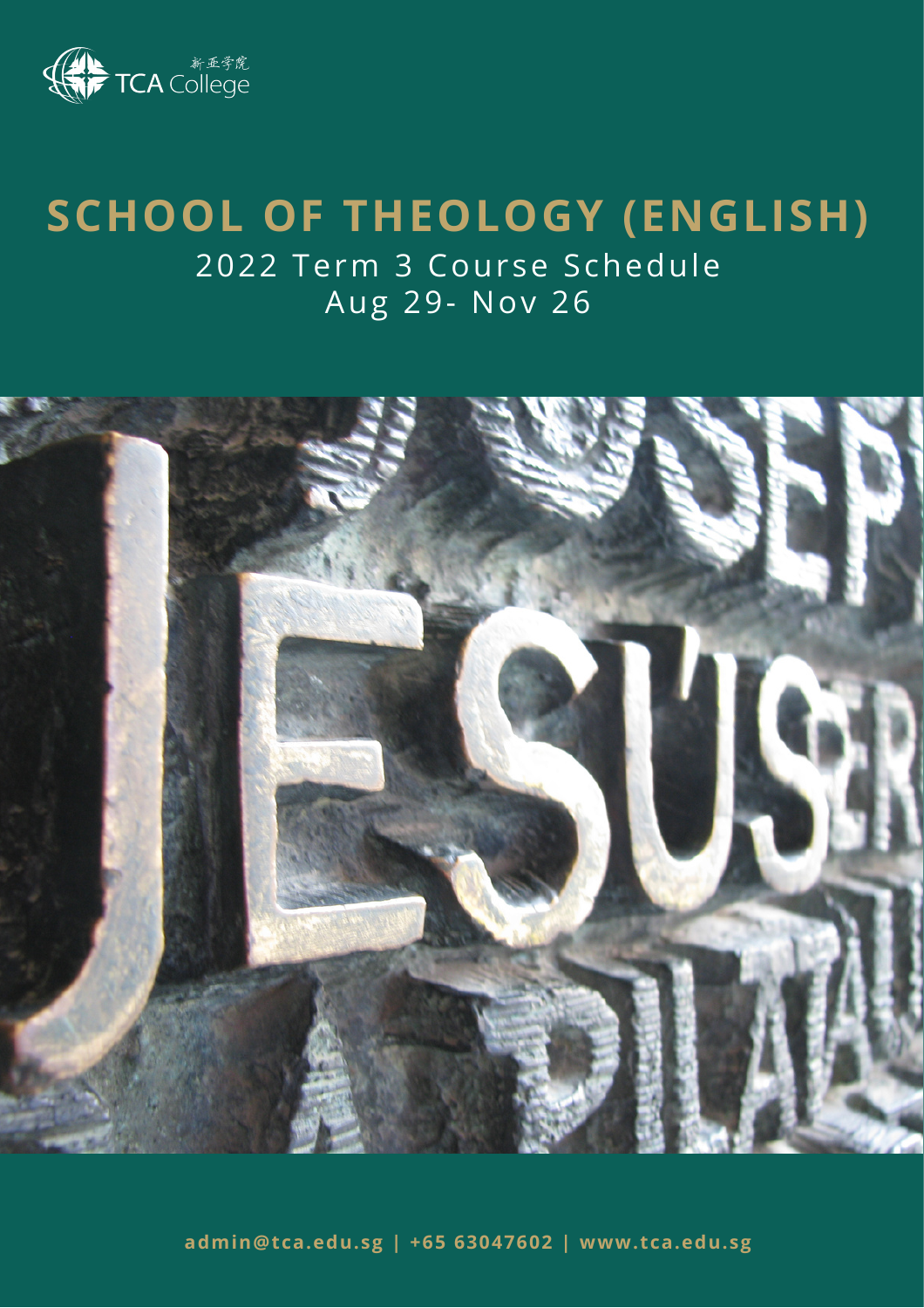新亞學院 TCA College

# SCHOOL OF THEOLOGY (ENGLISH)

2022 Term 3 Course Schedule
Aug 29- Nov 26

admin@tca.edu.sg | +65 63047602 | www.tca.edu.sg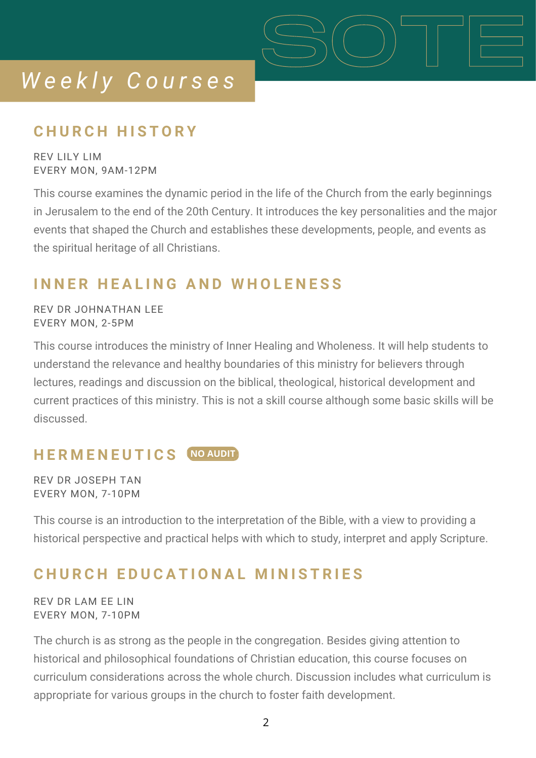# SOTE

## *Weekly Courses*

### CHURCH HISTORY

REV LILY LIM
EVERY MON, 9AM-12PM

This course examines the dynamic period in the life of the Church from the early beginnings in Jerusalem to the end of the 20th Century. It introduces the key personalities and the major events that shaped the Church and establishes these developments, people, and events as the spiritual heritage of all Christians.

### INNER HEALING AND WHOLENESS

REV DR JOHNATHAN LEE
EVERY MON, 2-5PM

This course introduces the ministry of Inner Healing and Wholeness. It will help students to understand the relevance and healthy boundaries of this ministry for believers through lectures, readings and discussion on the biblical, theological, historical development and current practices of this ministry. This is not a skill course although some basic skills will be discussed.

### HERMENEUTICS NO AUDIT

REV DR JOSEPH TAN
EVERY MON, 7-10PM

This course is an introduction to the interpretation of the Bible, with a view to providing a historical perspective and practical helps with which to study, interpret and apply Scripture.

### CHURCH EDUCATIONAL MINISTRIES

REV DR LAM EE LIN
EVERY MON, 7-10PM

The church is as strong as the people in the congregation. Besides giving attention to historical and philosophical foundations of Christian education, this course focuses on curriculum considerations across the whole church. Discussion includes what curriculum is appropriate for various groups in the church to foster faith development.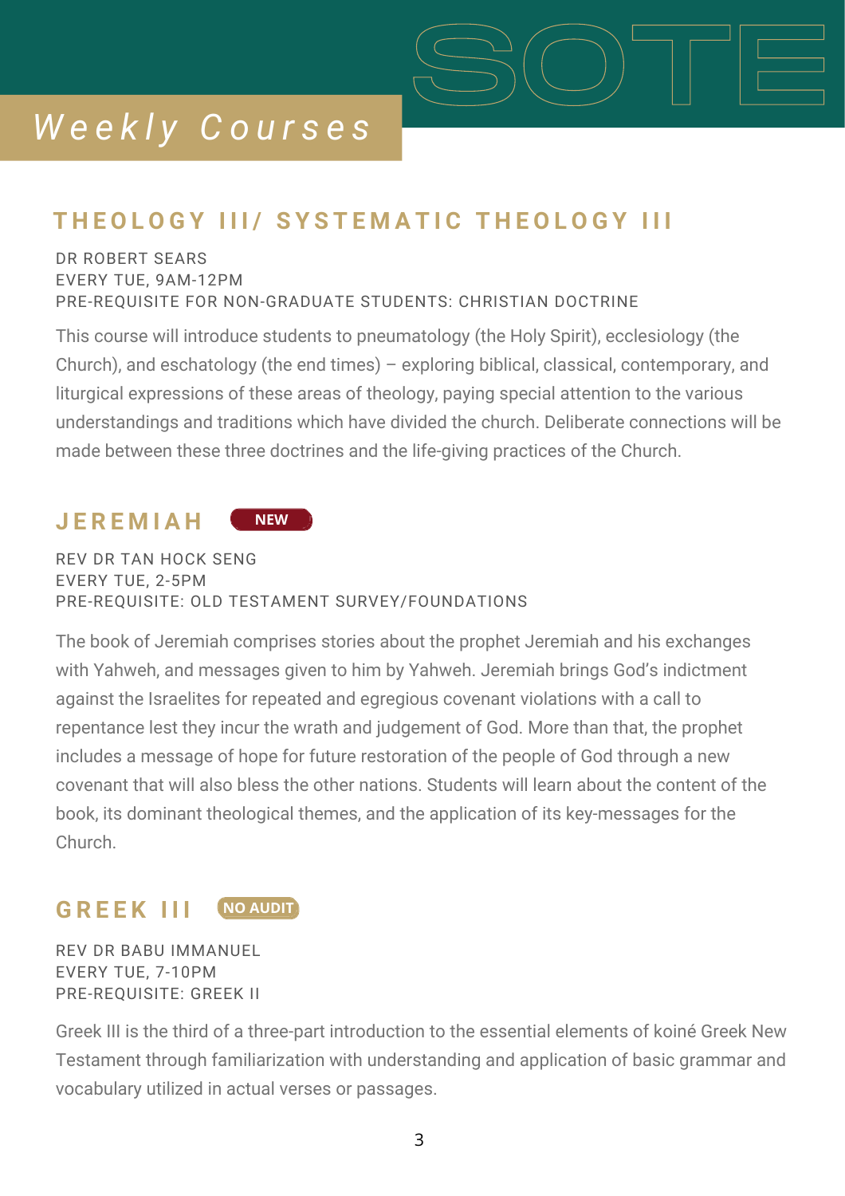# SOTE

## *Weekly Courses*

### THEOLOGY III/ SYSTEMATIC THEOLOGY III

DR ROBERT SEARS
EVERY TUE, 9AM-12PM
PRE-REQUISITE FOR NON-GRADUATE STUDENTS: CHRISTIAN DOCTRINE

This course will introduce students to pneumatology (the Holy Spirit), ecclesiology (the Church), and eschatology (the end times) – exploring biblical, classical, contemporary, and liturgical expressions of these areas of theology, paying special attention to the various understandings and traditions which have divided the church. Deliberate connections will be made between these three doctrines and the life-giving practices of the Church.

### JEREMIAH **NEW**

REV DR TAN HOCK SENG
EVERY TUE, 2-5PM
PRE-REQUISITE: OLD TESTAMENT SURVEY/FOUNDATIONS

The book of Jeremiah comprises stories about the prophet Jeremiah and his exchanges with Yahweh, and messages given to him by Yahweh. Jeremiah brings God's indictment against the Israelites for repeated and egregious covenant violations with a call to repentance lest they incur the wrath and judgement of God. More than that, the prophet includes a message of hope for future restoration of the people of God through a new covenant that will also bless the other nations. Students will learn about the content of the book, its dominant theological themes, and the application of its key-messages for the Church.

### GREEK III **NO AUDIT**

REV DR BABU IMMANUEL
EVERY TUE, 7-10PM
PRE-REQUISITE: GREEK II

Greek III is the third of a three-part introduction to the essential elements of koiné Greek New Testament through familiarization with understanding and application of basic grammar and vocabulary utilized in actual verses or passages.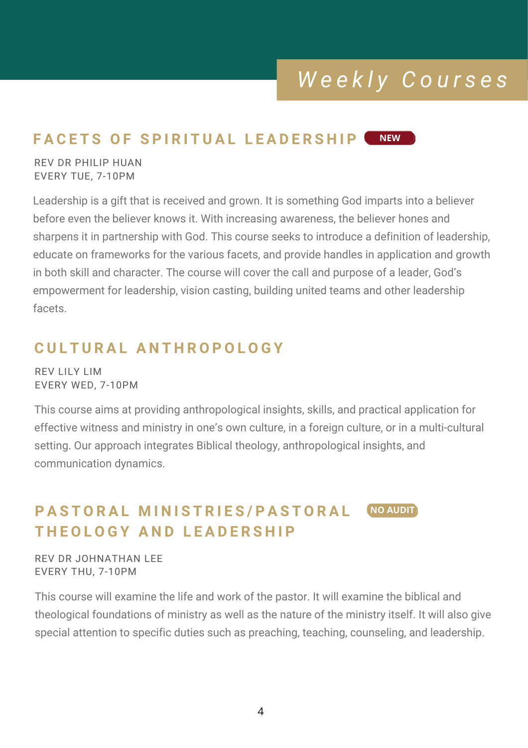# Weekly Courses

## FACETS OF SPIRITUAL LEADERSHIP NEW

REV DR PHILIP HUAN
EVERY TUE, 7-10PM

Leadership is a gift that is received and grown. It is something God imparts into a believer before even the believer knows it. With increasing awareness, the believer hones and sharpens it in partnership with God. This course seeks to introduce a definition of leadership, educate on frameworks for the various facets, and provide handles in application and growth in both skill and character. The course will cover the call and purpose of a leader, God's empowerment for leadership, vision casting, building united teams and other leadership facets.

## CULTURAL ANTHROPOLOGY

REV LILY LIM
EVERY WED, 7-10PM

This course aims at providing anthropological insights, skills, and practical application for effective witness and ministry in one's own culture, in a foreign culture, or in a multi-cultural setting. Our approach integrates Biblical theology, anthropological insights, and communication dynamics.

## PASTORAL MINISTRIES/PASTORAL THEOLOGY AND LEADERSHIP NO AUDIT

REV DR JOHNATHAN LEE
EVERY THU, 7-10PM

This course will examine the life and work of the pastor. It will examine the biblical and theological foundations of ministry as well as the nature of the ministry itself. It will also give special attention to specific duties such as preaching, teaching, counseling, and leadership.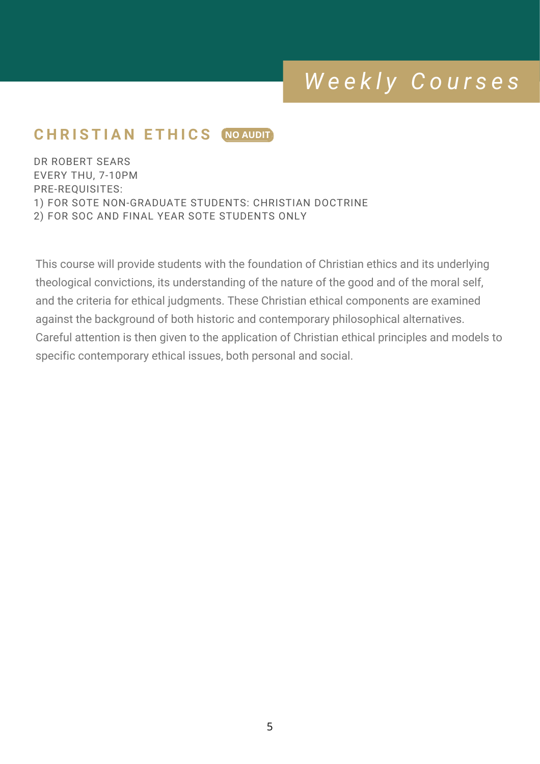# Weekly Courses

## CHRISTIAN ETHICS NO AUDIT

DR ROBERT SEARS
EVERY THU, 7-10PM
PRE-REQUISITES:
1) FOR SOTE NON-GRADUATE STUDENTS: CHRISTIAN DOCTRINE
2) FOR SOC AND FINAL YEAR SOTE STUDENTS ONLY

This course will provide students with the foundation of Christian ethics and its underlying theological convictions, its understanding of the nature of the good and of the moral self, and the criteria for ethical judgments. These Christian ethical components are examined against the background of both historic and contemporary philosophical alternatives. Careful attention is then given to the application of Christian ethical principles and models to specific contemporary ethical issues, both personal and social.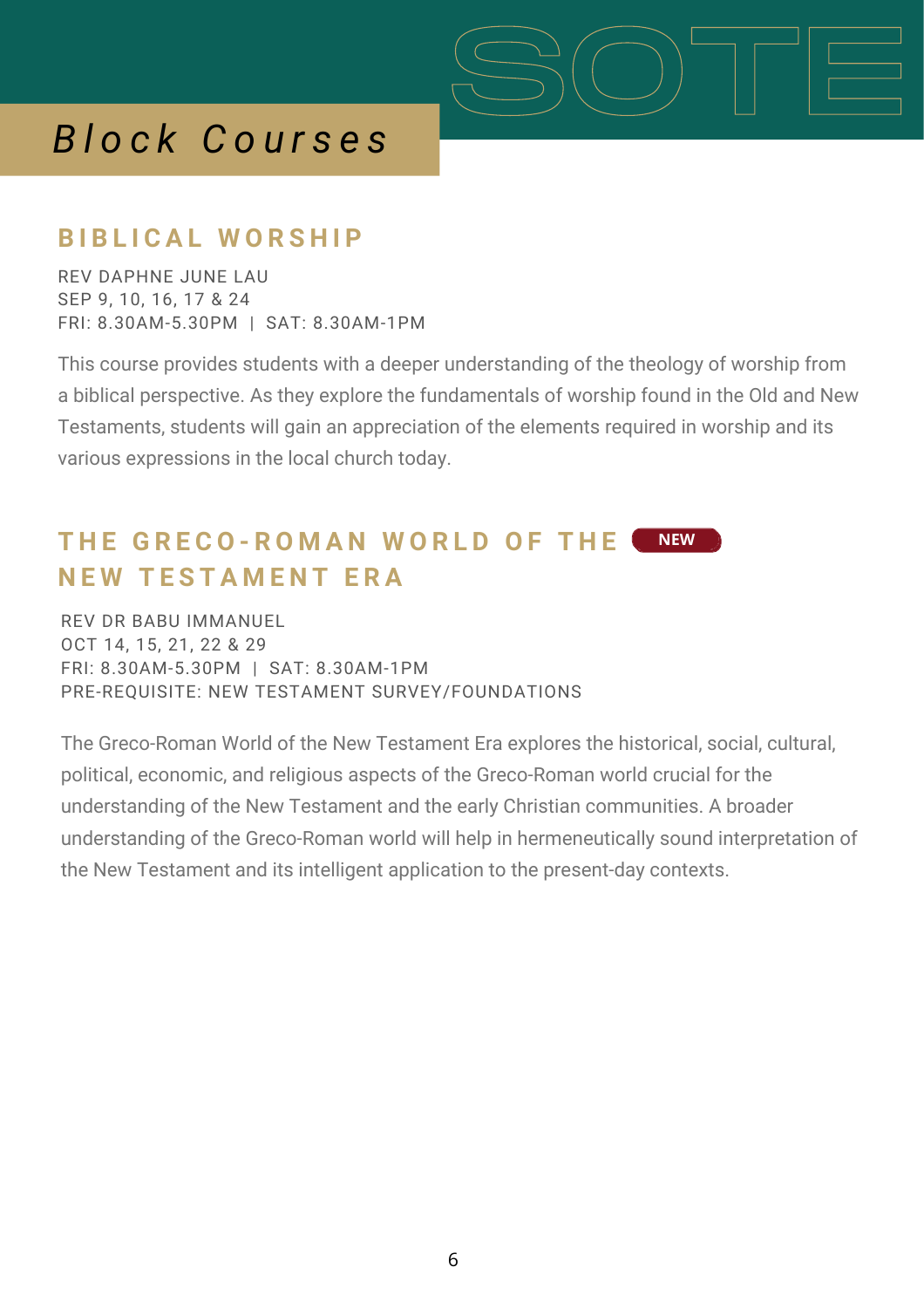SOTE

# *Block Courses*

## BIBLICAL WORSHIP

REV DAPHNE JUNE LAU
SEP 9, 10, 16, 17 & 24
FRI: 8.30AM-5.30PM | SAT: 8.30AM-1PM

This course provides students with a deeper understanding of the theology of worship from a biblical perspective. As they explore the fundamentals of worship found in the Old and New Testaments, students will gain an appreciation of the elements required in worship and its various expressions in the local church today.

## THE GRECO-ROMAN WORLD OF THE NEW TESTAMENT ERA

NEW

REV DR BABU IMMANUEL
OCT 14, 15, 21, 22 & 29
FRI: 8.30AM-5.30PM | SAT: 8.30AM-1PM
PRE-REQUISITE: NEW TESTAMENT SURVEY/FOUNDATIONS

The Greco-Roman World of the New Testament Era explores the historical, social, cultural, political, economic, and religious aspects of the Greco-Roman world crucial for the understanding of the New Testament and the early Christian communities. A broader understanding of the Greco-Roman world will help in hermeneutically sound interpretation of the New Testament and its intelligent application to the present-day contexts.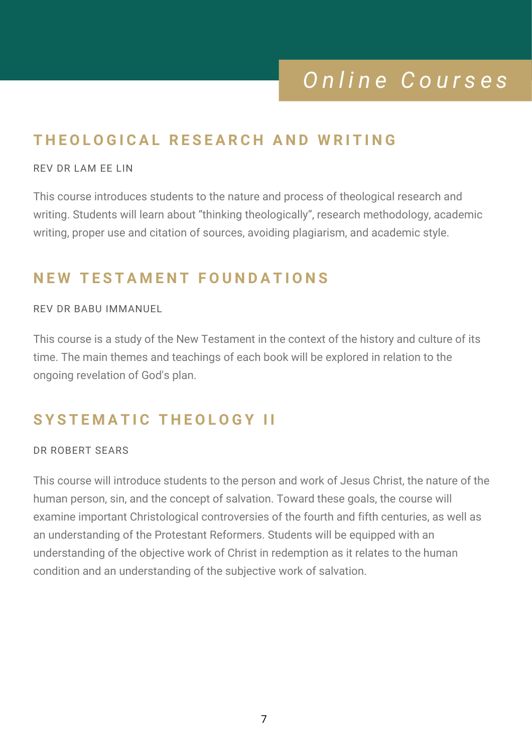# Online Courses

## THEOLOGICAL RESEARCH AND WRITING

REV DR LAM EE LIN

This course introduces students to the nature and process of theological research and writing. Students will learn about “thinking theologically”, research methodology, academic writing, proper use and citation of sources, avoiding plagiarism, and academic style.

## NEW TESTAMENT FOUNDATIONS

REV DR BABU IMMANUEL

This course is a study of the New Testament in the context of the history and culture of its time. The main themes and teachings of each book will be explored in relation to the ongoing revelation of God's plan.

## SYSTEMATIC THEOLOGY II

DR ROBERT SEARS

This course will introduce students to the person and work of Jesus Christ, the nature of the human person, sin, and the concept of salvation. Toward these goals, the course will examine important Christological controversies of the fourth and fifth centuries, as well as an understanding of the Protestant Reformers. Students will be equipped with an understanding of the objective work of Christ in redemption as it relates to the human condition and an understanding of the subjective work of salvation.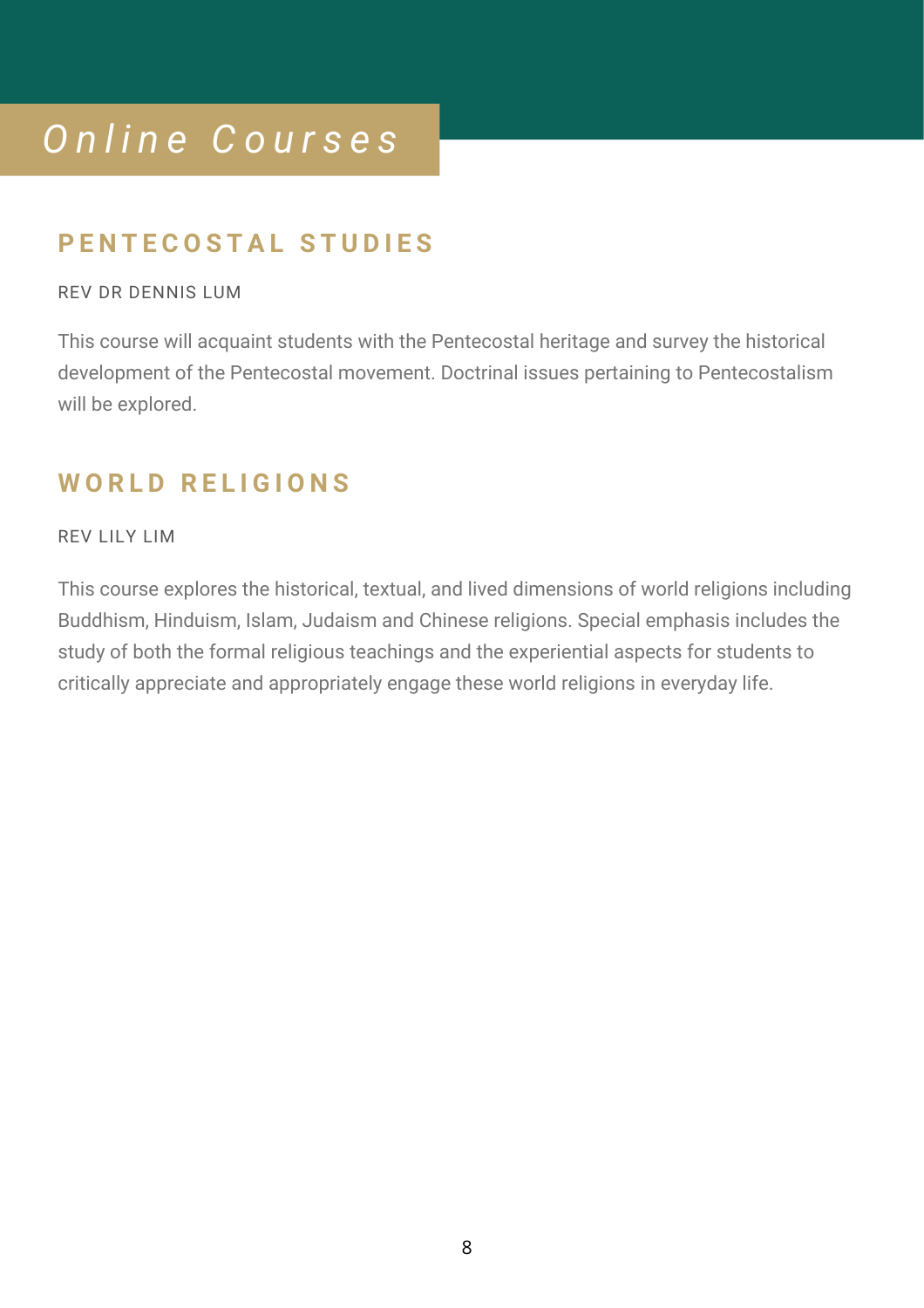# *Online Courses*

## PENTECOSTAL STUDIES

REV DR DENNIS LUM

This course will acquaint students with the Pentecostal heritage and survey the historical development of the Pentecostal movement. Doctrinal issues pertaining to Pentecostalism will be explored.

## WORLD RELIGIONS

REV LILY LIM

This course explores the historical, textual, and lived dimensions of world religions including Buddhism, Hinduism, Islam, Judaism and Chinese religions. Special emphasis includes the study of both the formal religious teachings and the experiential aspects for students to critically appreciate and appropriately engage these world religions in everyday life.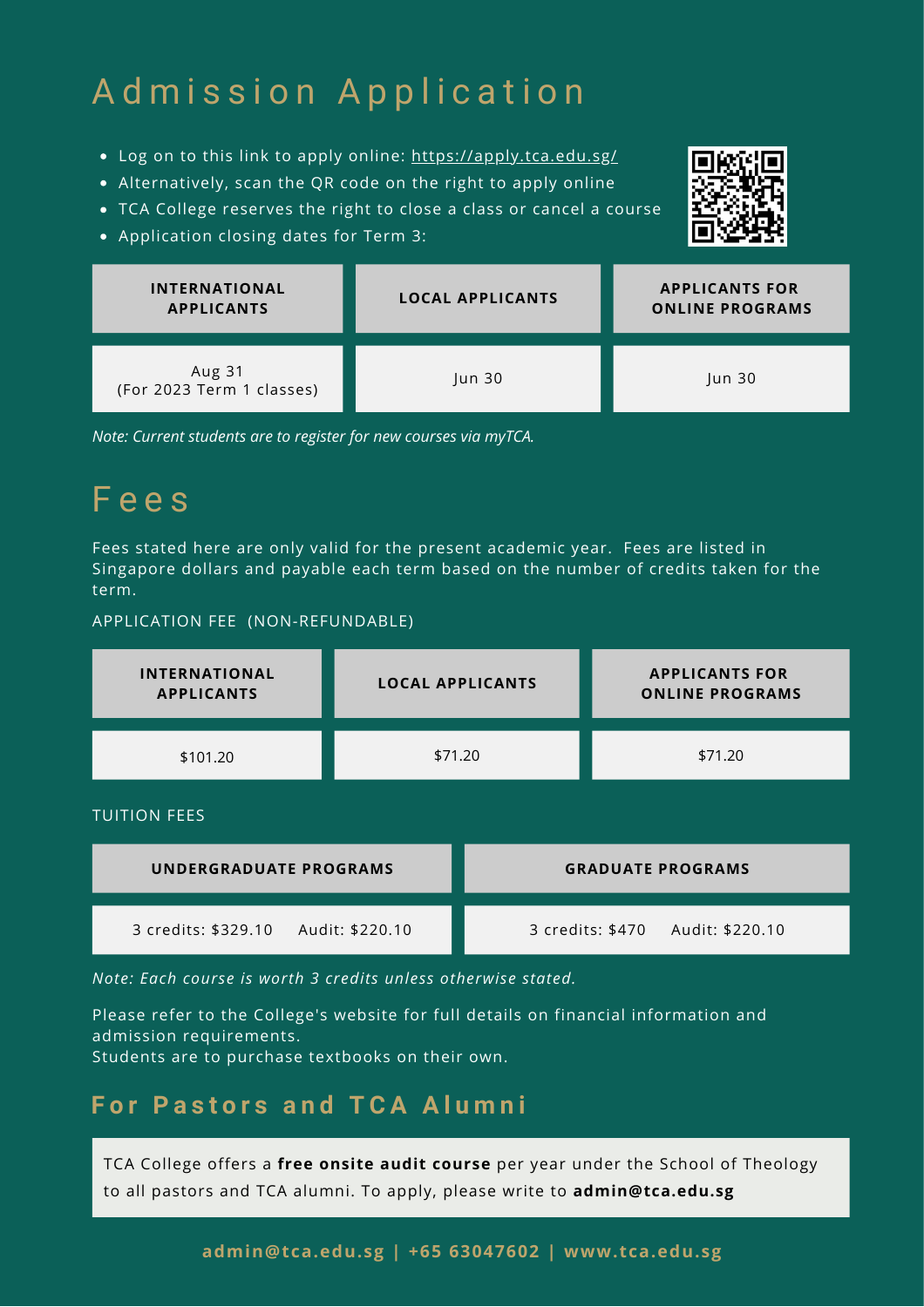# Admission Application

- Log on to this link to apply online: https://apply.tca.edu.sg/
- Alternatively, scan the QR code on the right to apply online
- TCA College reserves the right to close a class or cancel a course
- Application closing dates for Term 3:

| INTERNATIONAL APPLICANTS | LOCAL APPLICANTS | APPLICANTS FOR ONLINE PROGRAMS |
|---|---|---|
| Aug 31 (For 2023 Term 1 classes) | Jun 30 | Jun 30 |

*Note: Current students are to register for new courses via myTCA.*

# Fees

Fees stated here are only valid for the present academic year. Fees are listed in Singapore dollars and payable each term based on the number of credits taken for the term.

APPLICATION FEE (NON-REFUNDABLE)

| INTERNATIONAL APPLICANTS | LOCAL APPLICANTS | APPLICANTS FOR ONLINE PROGRAMS |
|---|---|---|
| $101.20 | $71.20 | $71.20 |

TUITION FEES

| UNDERGRADUATE PROGRAMS | GRADUATE PROGRAMS |
|---|---|
| 3 credits: $329.10 Audit: $220.10 | 3 credits: $470 Audit: $220.10 |

*Note: Each course is worth 3 credits unless otherwise stated.*

Please refer to the College's website for full details on financial information and admission requirements.
Students are to purchase textbooks on their own.

## For Pastors and TCA Alumni

TCA College offers a **free onsite audit course** per year under the School of Theology to all pastors and TCA alumni. To apply, please write to **admin@tca.edu.sg**

**admin@tca.edu.sg | +65 63047602 | www.tca.edu.sg**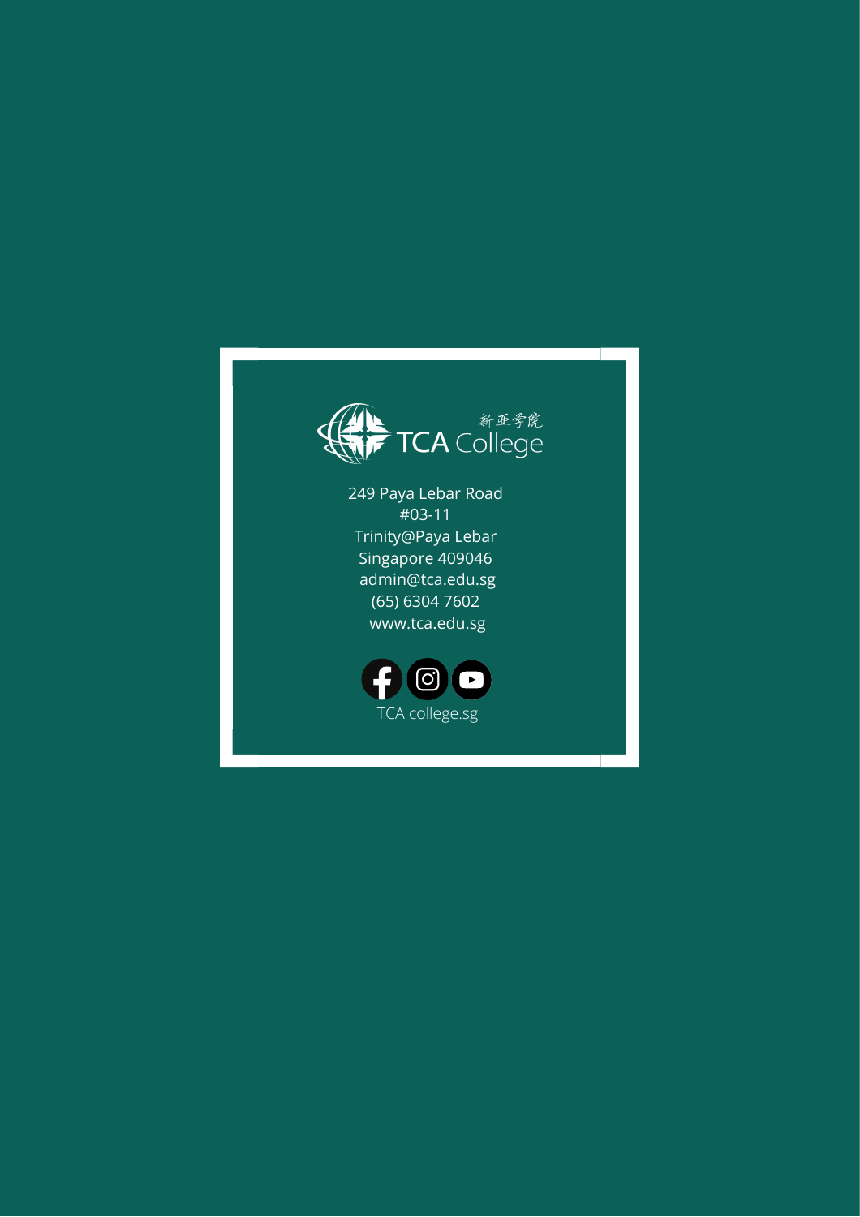新亚学院 TCA College

249 Paya Lebar Road
#03-11
Trinity@Paya Lebar
Singapore 409046
admin@tca.edu.sg
(65) 6304 7602
www.tca.edu.sg

TCA college.sg